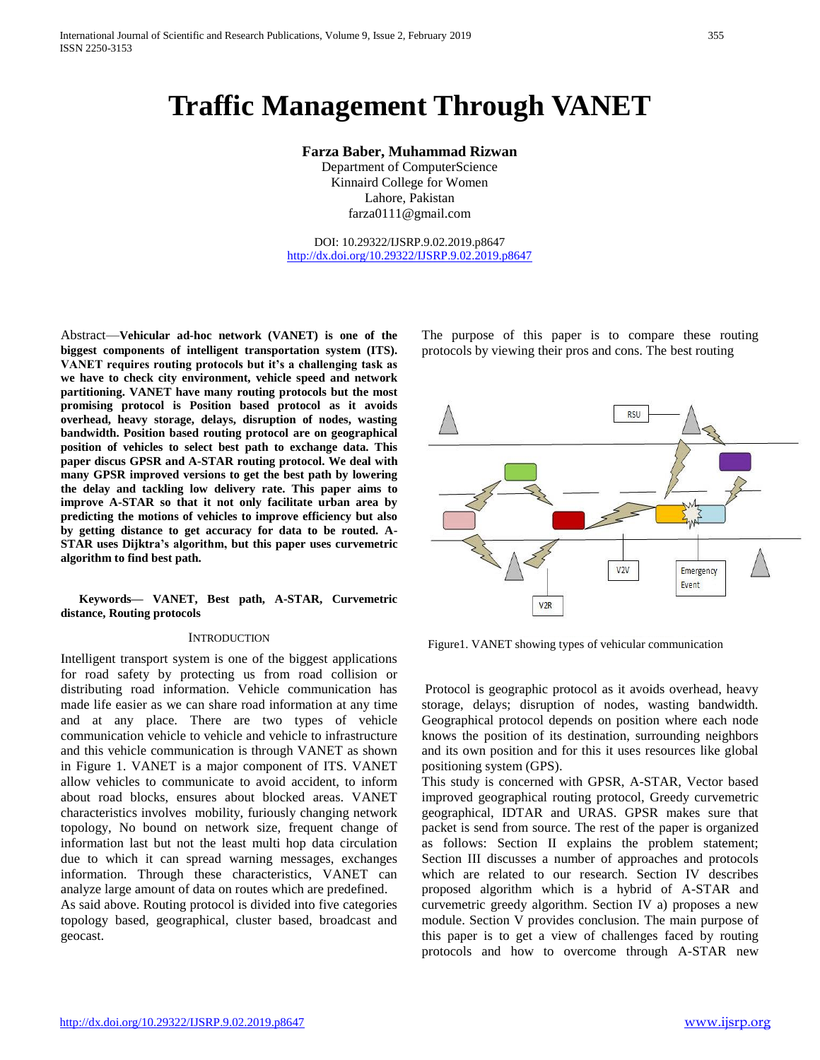# Traffic Management Through VANET

**Farza Baber, Muhammad Rizwan**
Department of ComputerScience
Kinnaird College for Women
Lahore, Pakistan
farza0111@gmail.com

DOI: 10.29322/IJSRP.9.02.2019.p8647
http://dx.doi.org/10.29322/IJSRP.9.02.2019.p8647

Abstract—**Vehicular ad-hoc network (VANET) is one of the biggest components of intelligent transportation system (ITS). VANET requires routing protocols but it's a challenging task as we have to check city environment, vehicle speed and network partitioning. VANET have many routing protocols but the most promising protocol is Position based protocol as it avoids overhead, heavy storage, delays, disruption of nodes, wasting bandwidth. Position based routing protocol are on geographical position of vehicles to select best path to exchange data. This paper discus GPSR and A-STAR routing protocol. We deal with many GPSR improved versions to get the best path by lowering the delay and tackling low delivery rate. This paper aims to improve A-STAR so that it not only facilitate urban area by predicting the motions of vehicles to improve efficiency but also by getting distance to get accuracy for data to be routed. A-STAR uses Dijktra's algorithm, but this paper uses curvemetric algorithm to find best path.**

**Keywords— VANET, Best path, A-STAR, Curvemetric distance, Routing protocols**

## INTRODUCTION

Intelligent transport system is one of the biggest applications for road safety by protecting us from road collision or distributing road information. Vehicle communication has made life easier as we can share road information at any time and at any place. There are two types of vehicle communication vehicle to vehicle and vehicle to infrastructure and this vehicle communication is through VANET as shown in Figure 1. VANET is a major component of ITS. VANET allow vehicles to communicate to avoid accident, to inform about road blocks, ensures about blocked areas. VANET characteristics involves mobility, furiously changing network topology, No bound on network size, frequent change of information last but not the least multi hop data circulation due to which it can spread warning messages, exchanges information. Through these characteristics, VANET can analyze large amount of data on routes which are predefined.
As said above. Routing protocol is divided into five categories topology based, geographical, cluster based, broadcast and geocast.

The purpose of this paper is to compare these routing protocols by viewing their pros and cons. The best routing

RSU

V2V

Emergency Event

V2R

Figure1. VANET showing types of vehicular communication

Protocol is geographic protocol as it avoids overhead, heavy storage, delays; disruption of nodes, wasting bandwidth. Geographical protocol depends on position where each node knows the position of its destination, surrounding neighbors and its own position and for this it uses resources like global positioning system (GPS).
This study is concerned with GPSR, A-STAR, Vector based improved geographical routing protocol, Greedy curvemetric geographical, IDTAR and URAS. GPSR makes sure that packet is send from source. The rest of the paper is organized as follows: Section II explains the problem statement; Section III discusses a number of approaches and protocols which are related to our research. Section IV describes proposed algorithm which is a hybrid of A-STAR and curvemetric greedy algorithm. Section IV a) proposes a new module. Section V provides conclusion. The main purpose of this paper is to get a view of challenges faced by routing protocols and how to overcome through A-STAR new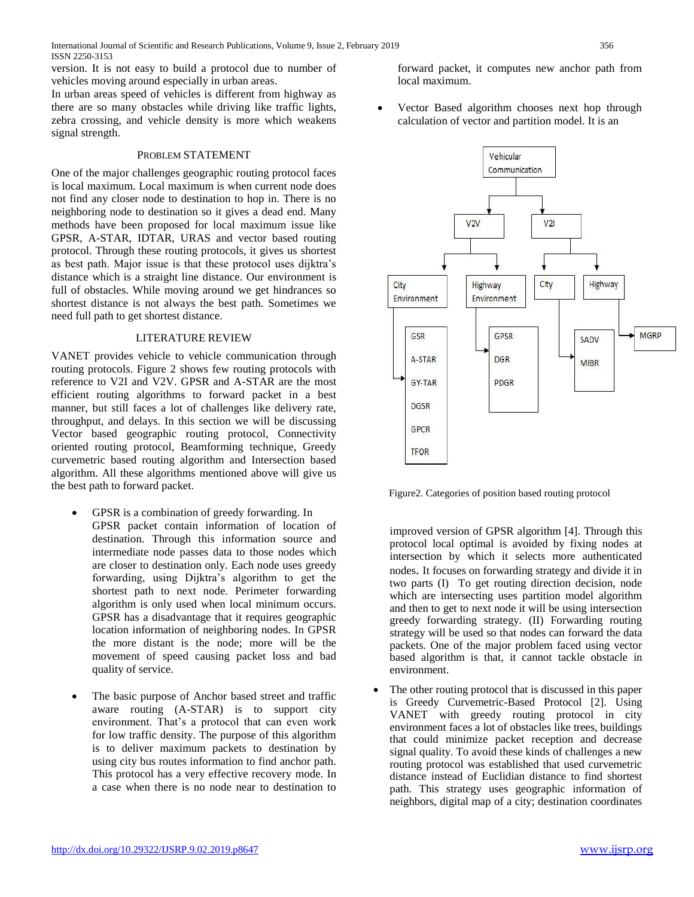version. It is not easy to build a protocol due to number of vehicles moving around especially in urban areas.

In urban areas speed of vehicles is different from highway as there are so many obstacles while driving like traffic lights, zebra crossing, and vehicle density is more which weakens signal strength.

## PROBLEM STATEMENT

One of the major challenges geographic routing protocol faces is local maximum. Local maximum is when current node does not find any closer node to destination to hop in. There is no neighboring node to destination so it gives a dead end. Many methods have been proposed for local maximum issue like GPSR, A-STAR, IDTAR, URAS and vector based routing protocol. Through these routing protocols, it gives us shortest as best path. Major issue is that these protocol uses dijktra's distance which is a straight line distance. Our environment is full of obstacles. While moving around we get hindrances so shortest distance is not always the best path. Sometimes we need full path to get shortest distance.

## LITERATURE REVIEW

VANET provides vehicle to vehicle communication through routing protocols. Figure 2 shows few routing protocols with reference to V2I and V2V. GPSR and A-STAR are the most efficient routing algorithms to forward packet in a best manner, but still faces a lot of challenges like delivery rate, throughput, and delays. In this section we will be discussing Vector based geographic routing protocol, Connectivity oriented routing protocol, Beamforming technique, Greedy curvemetric based routing algorithm and Intersection based algorithm. All these algorithms mentioned above will give us the best path to forward packet.

- GPSR is a combination of greedy forwarding. In GPSR packet contain information of location of destination. Through this information source and intermediate node passes data to those nodes which are closer to destination only. Each node uses greedy forwarding, using Dijktra's algorithm to get the shortest path to next node. Perimeter forwarding algorithm is only used when local minimum occurs. GPSR has a disadvantage that it requires geographic location information of neighboring nodes. In GPSR the more distant is the node; more will be the movement of speed causing packet loss and bad quality of service.

- The basic purpose of Anchor based street and traffic aware routing (A-STAR) is to support city environment. That's a protocol that can even work for low traffic density. The purpose of this algorithm is to deliver maximum packets to destination by using city bus routes information to find anchor path. This protocol has a very effective recovery mode. In a case when there is no node near to destination to forward packet, it computes new anchor path from local maximum.

- Vector Based algorithm chooses next hop through calculation of vector and partition model. It is an improved version of GPSR algorithm [4]. Through this protocol local optimal is avoided by fixing nodes at intersection by which it selects more authenticated nodes. It focuses on forwarding strategy and divide it in two parts (I) To get routing direction decision, node which are intersecting uses partition model algorithm and then to get to next node it will be using intersection greedy forwarding strategy. (II) Forwarding routing strategy will be used so that nodes can forward the data packets. One of the major problem faced using vector based algorithm is that, it cannot tackle obstacle in environment.

Vehicular Communication
V2V
V2I
City Environment
Highway Environment
City
Highway
GSR
A-STAR
GY-TAR
DGSR
GPCR
TFOR
GPSR
DGR
PDGR
SADV
MIBR
MGRP

Figure2. Categories of position based routing protocol

- The other routing protocol that is discussed in this paper is Greedy Curvemetric-Based Protocol [2]. Using VANET with greedy routing protocol in city environment faces a lot of obstacles like trees, buildings that could minimize packet reception and decrease signal quality. To avoid these kinds of challenges a new routing protocol was established that used curvemetric distance instead of Euclidian distance to find shortest path. This strategy uses geographic information of neighbors, digital map of a city; destination coordinates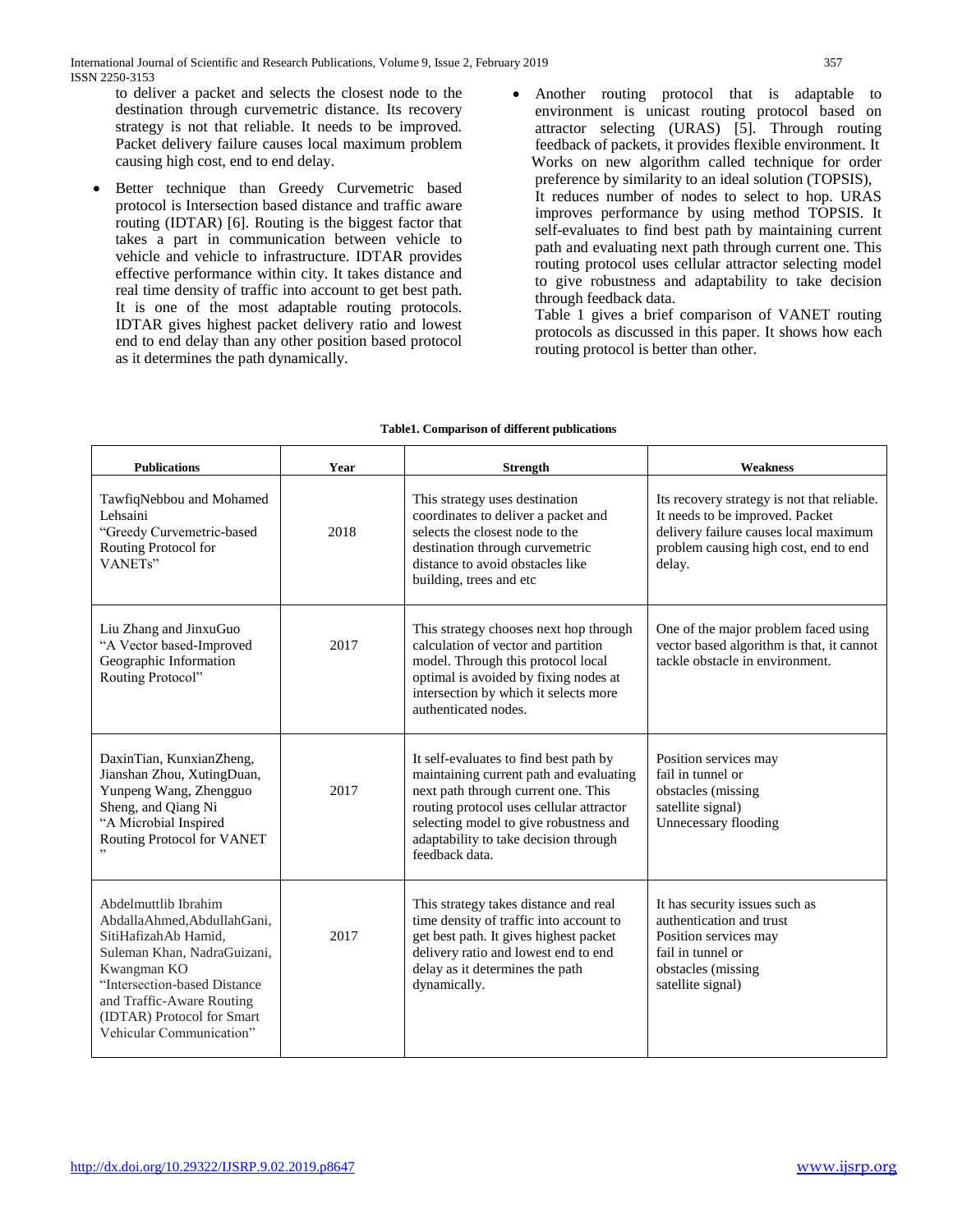to deliver a packet and selects the closest node to the destination through curvemetric distance. Its recovery strategy is not that reliable. It needs to be improved. Packet delivery failure causes local maximum problem causing high cost, end to end delay.

- Better technique than Greedy Curvemetric based protocol is Intersection based distance and traffic aware routing (IDTAR) [6]. Routing is the biggest factor that takes a part in communication between vehicle to vehicle and vehicle to infrastructure. IDTAR provides effective performance within city. It takes distance and real time density of traffic into account to get best path. It is one of the most adaptable routing protocols. IDTAR gives highest packet delivery ratio and lowest end to end delay than any other position based protocol as it determines the path dynamically.

- Another routing protocol that is adaptable to environment is unicast routing protocol based on attractor selecting (URAS) [5]. Through routing feedback of packets, it provides flexible environment. It Works on new algorithm called technique for order preference by similarity to an ideal solution (TOPSIS), It reduces number of nodes to select to hop. URAS improves performance by using method TOPSIS. It self-evaluates to find best path by maintaining current path and evaluating next path through current one. This routing protocol uses cellular attractor selecting model to give robustness and adaptability to take decision through feedback data.

Table 1 gives a brief comparison of VANET routing protocols as discussed in this paper. It shows how each routing protocol is better than other.

**Table1. Comparison of different publications**

| Publications | Year | Strength | Weakness |
|---|---|---|---|
| TawfiqNebbou and Mohamed Lehsaini "Greedy Curvemetric-based Routing Protocol for VANETs" | 2018 | This strategy uses destination coordinates to deliver a packet and selects the closest node to the destination through curvemetric distance to avoid obstacles like building, trees and etc | Its recovery strategy is not that reliable. It needs to be improved. Packet delivery failure causes local maximum problem causing high cost, end to end delay. |
| Liu Zhang and JinxuGuo "A Vector based-Improved Geographic Information Routing Protocol" | 2017 | This strategy chooses next hop through calculation of vector and partition model. Through this protocol local optimal is avoided by fixing nodes at intersection by which it selects more authenticated nodes. | One of the major problem faced using vector based algorithm is that, it cannot tackle obstacle in environment. |
| DaxinTian, KunxianZheng, Jianshan Zhou, XutingDuan, Yunpeng Wang, Zhengguo Sheng, and Qiang Ni "A Microbial Inspired Routing Protocol for VANET " | 2017 | It self-evaluates to find best path by maintaining current path and evaluating next path through current one. This routing protocol uses cellular attractor selecting model to give robustness and adaptability to take decision through feedback data. | Position services may fail in tunnel or obstacles (missing satellite signal) Unnecessary flooding |
| Abdelmuttlib Ibrahim AbdallaAhmed,AbdullahGani, SitiHafizahAb Hamid, Suleman Khan, NadraGuizani, Kwangman KO "Intersection-based Distance and Traffic-Aware Routing (IDTAR) Protocol for Smart Vehicular Communication" | 2017 | This strategy takes distance and real time density of traffic into account to get best path. It gives highest packet delivery ratio and lowest end to end delay as it determines the path dynamically. | It has security issues such as authentication and trust Position services may fail in tunnel or obstacles (missing satellite signal) |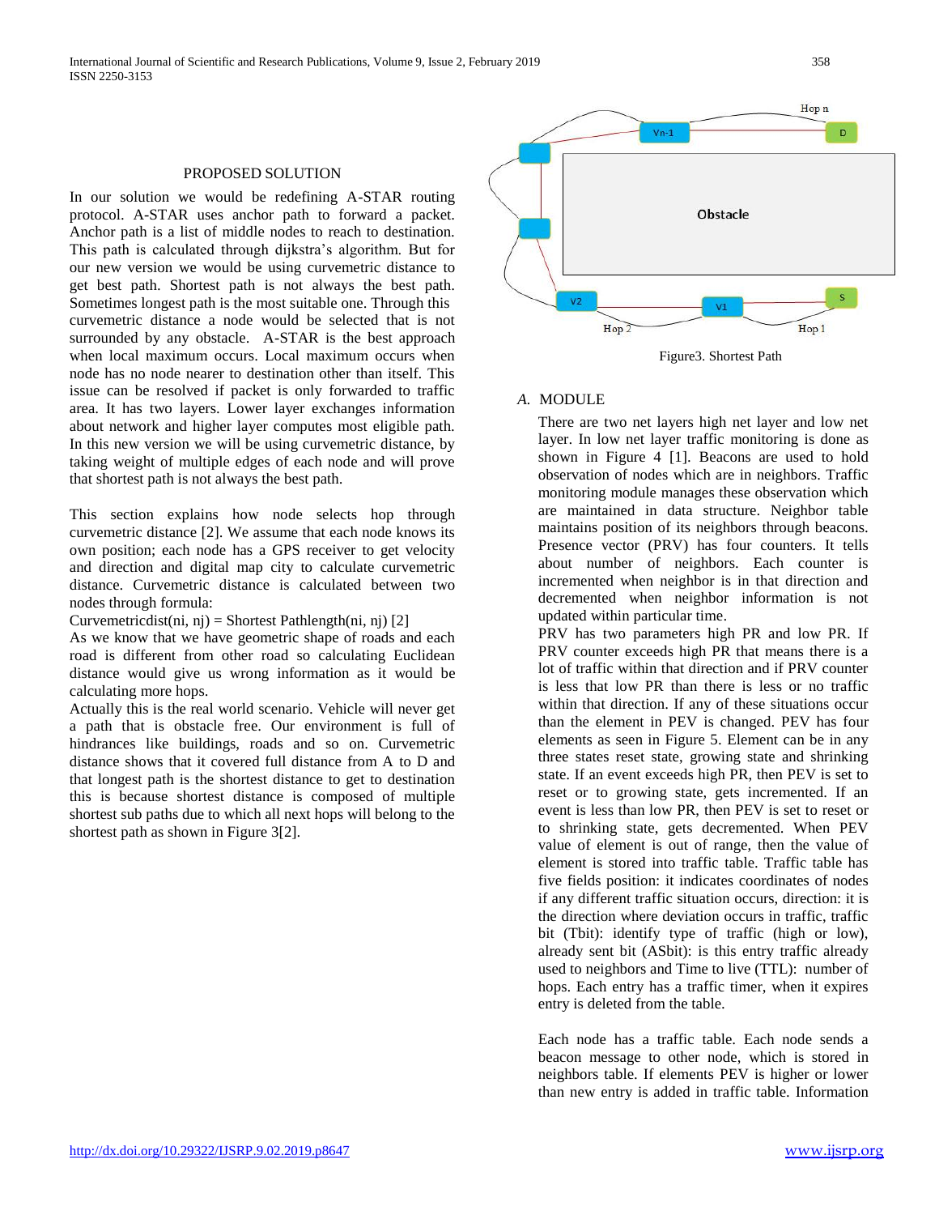## PROPOSED SOLUTION

In our solution we would be redefining A-STAR routing protocol. A-STAR uses anchor path to forward a packet. Anchor path is a list of middle nodes to reach to destination. This path is calculated through dijkstra's algorithm. But for our new version we would be using curvemetric distance to get best path. Shortest path is not always the best path. Sometimes longest path is the most suitable one. Through this curvemetric distance a node would be selected that is not surrounded by any obstacle. A-STAR is the best approach when local maximum occurs. Local maximum occurs when node has no node nearer to destination other than itself. This issue can be resolved if packet is only forwarded to traffic area. It has two layers. Lower layer exchanges information about network and higher layer computes most eligible path. In this new version we will be using curvemetric distance, by taking weight of multiple edges of each node and will prove that shortest path is not always the best path.

This section explains how node selects hop through curvemetric distance [2]. We assume that each node knows its own position; each node has a GPS receiver to get velocity and direction and digital map city to calculate curvemetric distance. Curvemetric distance is calculated between two nodes through formula:

Curvemetricdist(ni, nj) = Shortest Pathlength(ni, nj) [2]

As we know that we have geometric shape of roads and each road is different from other road so calculating Euclidean distance would give us wrong information as it would be calculating more hops.

Actually this is the real world scenario. Vehicle will never get a path that is obstacle free. Our environment is full of hindrances like buildings, roads and so on. Curvemetric distance shows that it covered full distance from A to D and that longest path is the shortest distance to get to destination this is because shortest distance is composed of multiple shortest sub paths due to which all next hops will belong to the shortest path as shown in Figure 3[2].

Hop n
Vn-1
D
Obstacle
V2
V1
S
Hop 2
Hop 1

Figure3. Shortest Path

### *A.* MODULE

There are two net layers high net layer and low net layer. In low net layer traffic monitoring is done as shown in Figure 4 [1]. Beacons are used to hold observation of nodes which are in neighbors. Traffic monitoring module manages these observation which are maintained in data structure. Neighbor table maintains position of its neighbors through beacons. Presence vector (PRV) has four counters. It tells about number of neighbors. Each counter is incremented when neighbor is in that direction and decremented when neighbor information is not updated within particular time.

PRV has two parameters high PR and low PR. If PRV counter exceeds high PR that means there is a lot of traffic within that direction and if PRV counter is less that low PR than there is less or no traffic within that direction. If any of these situations occur than the element in PEV is changed. PEV has four elements as seen in Figure 5. Element can be in any three states reset state, growing state and shrinking state. If an event exceeds high PR, then PEV is set to reset or to growing state, gets incremented. If an event is less than low PR, then PEV is set to reset or to shrinking state, gets decremented. When PEV value of element is out of range, then the value of element is stored into traffic table. Traffic table has five fields position: it indicates coordinates of nodes if any different traffic situation occurs, direction: it is the direction where deviation occurs in traffic, traffic bit (Tbit): identify type of traffic (high or low), already sent bit (ASbit): is this entry traffic already used to neighbors and Time to live (TTL): number of hops. Each entry has a traffic timer, when it expires entry is deleted from the table.

Each node has a traffic table. Each node sends a beacon message to other node, which is stored in neighbors table. If elements PEV is higher or lower than new entry is added in traffic table. Information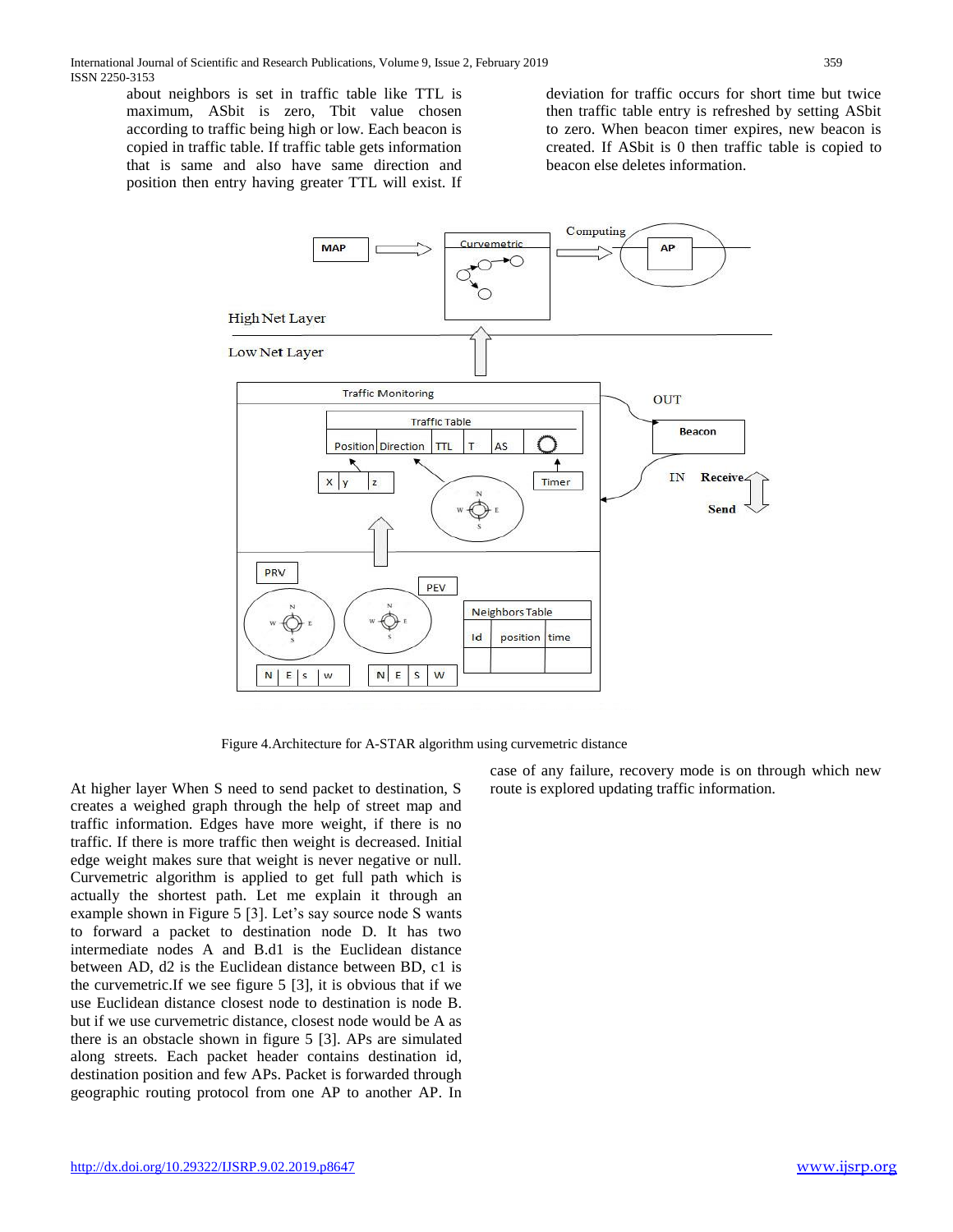about neighbors is set in traffic table like TTL is maximum, ASbit is zero, Tbit value chosen according to traffic being high or low. Each beacon is copied in traffic table. If traffic table gets information that is same and also have same direction and position then entry having greater TTL will exist. If deviation for traffic occurs for short time but twice then traffic table entry is refreshed by setting ASbit to zero. When beacon timer expires, new beacon is created. If ASbit is 0 then traffic table is copied to beacon else deletes information.

MAP
Curvemetric
Computing
AP
High Net Layer
Low Net Layer
Traffic Monitoring
Traffic Table
Position Direction TTL T AS
X y z
Timer
OUT
Beacon
IN Receive
Send
PRV
PEV
Neighbors Table
Id position time
N E S W
N E S W

Figure 4.Architecture for A-STAR algorithm using curvemetric distance

At higher layer When S need to send packet to destination, S creates a weighed graph through the help of street map and traffic information. Edges have more weight, if there is no traffic. If there is more traffic then weight is decreased. Initial edge weight makes sure that weight is never negative or null. Curvemetric algorithm is applied to get full path which is actually the shortest path. Let me explain it through an example shown in Figure 5 [3]. Let's say source node S wants to forward a packet to destination node D. It has two intermediate nodes A and B.d1 is the Euclidean distance between AD, d2 is the Euclidean distance between BD, c1 is the curvemetric.If we see figure 5 [3], it is obvious that if we use Euclidean distance closest node to destination is node B. but if we use curvemetric distance, closest node would be A as there is an obstacle shown in figure 5 [3]. APs are simulated along streets. Each packet header contains destination id, destination position and few APs. Packet is forwarded through geographic routing protocol from one AP to another AP. In case of any failure, recovery mode is on through which new route is explored updating traffic information.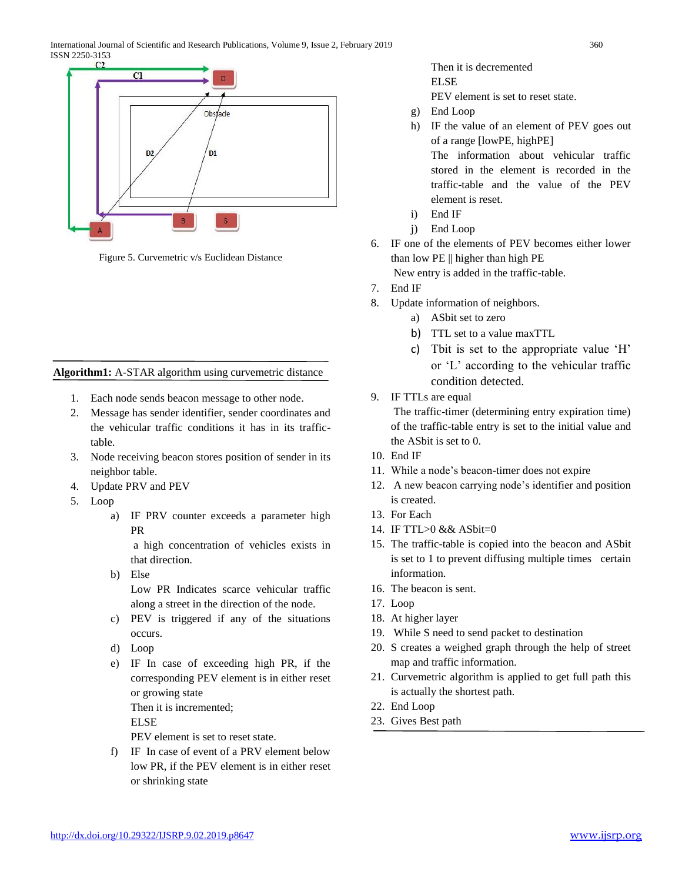C2

C1

D

Obstacle

D2

D1

A

B

S

Figure 5. Curvemetric v/s Euclidean Distance

**Algorithm1:** A-STAR algorithm using curvemetric distance

1. Each node sends beacon message to other node.
2. Message has sender identifier, sender coordinates and the vehicular traffic conditions it has in its traffic-table.
3. Node receiving beacon stores position of sender in its neighbor table.
4. Update PRV and PEV
5. Loop
   a) IF PRV counter exceeds a parameter high PR
      a high concentration of vehicles exists in that direction.
   b) Else
      Low PR Indicates scarce vehicular traffic along a street in the direction of the node.
   c) PEV is triggered if any of the situations occurs.
   d) Loop
   e) IF In case of exceeding high PR, if the corresponding PEV element is in either reset or growing state
      Then it is incremented;
      ELSE
      PEV element is set to reset state.
   f) IF In case of event of a PRV element below low PR, if the PEV element is in either reset or shrinking state
      Then it is decremented
      ELSE
      PEV element is set to reset state.
   g) End Loop
   h) IF the value of an element of PEV goes out of a range [lowPE, highPE]
      The information about vehicular traffic stored in the element is recorded in the traffic-table and the value of the PEV element is reset.
   i) End IF
   j) End Loop
6. IF one of the elements of PEV becomes either lower than low PE || higher than high PE
   New entry is added in the traffic-table.
7. End IF
8. Update information of neighbors.
   a) ASbit set to zero
   b) TTL set to a value maxTTL
   c) Tbit is set to the appropriate value 'H' or 'L' according to the vehicular traffic condition detected.
9. IF TTLs are equal
   The traffic-timer (determining entry expiration time) of the traffic-table entry is set to the initial value and the ASbit is set to 0.
10. End IF
11. While a node's beacon-timer does not expire
12. A new beacon carrying node's identifier and position is created.
13. For Each
14. IF TTL>0 && ASbit=0
15. The traffic-table is copied into the beacon and ASbit is set to 1 to prevent diffusing multiple times certain information.
16. The beacon is sent.
17. Loop
18. At higher layer
19. While S need to send packet to destination
20. S creates a weighed graph through the help of street map and traffic information.
21. Curvemetric algorithm is applied to get full path this is actually the shortest path.
22. End Loop
23. Gives Best path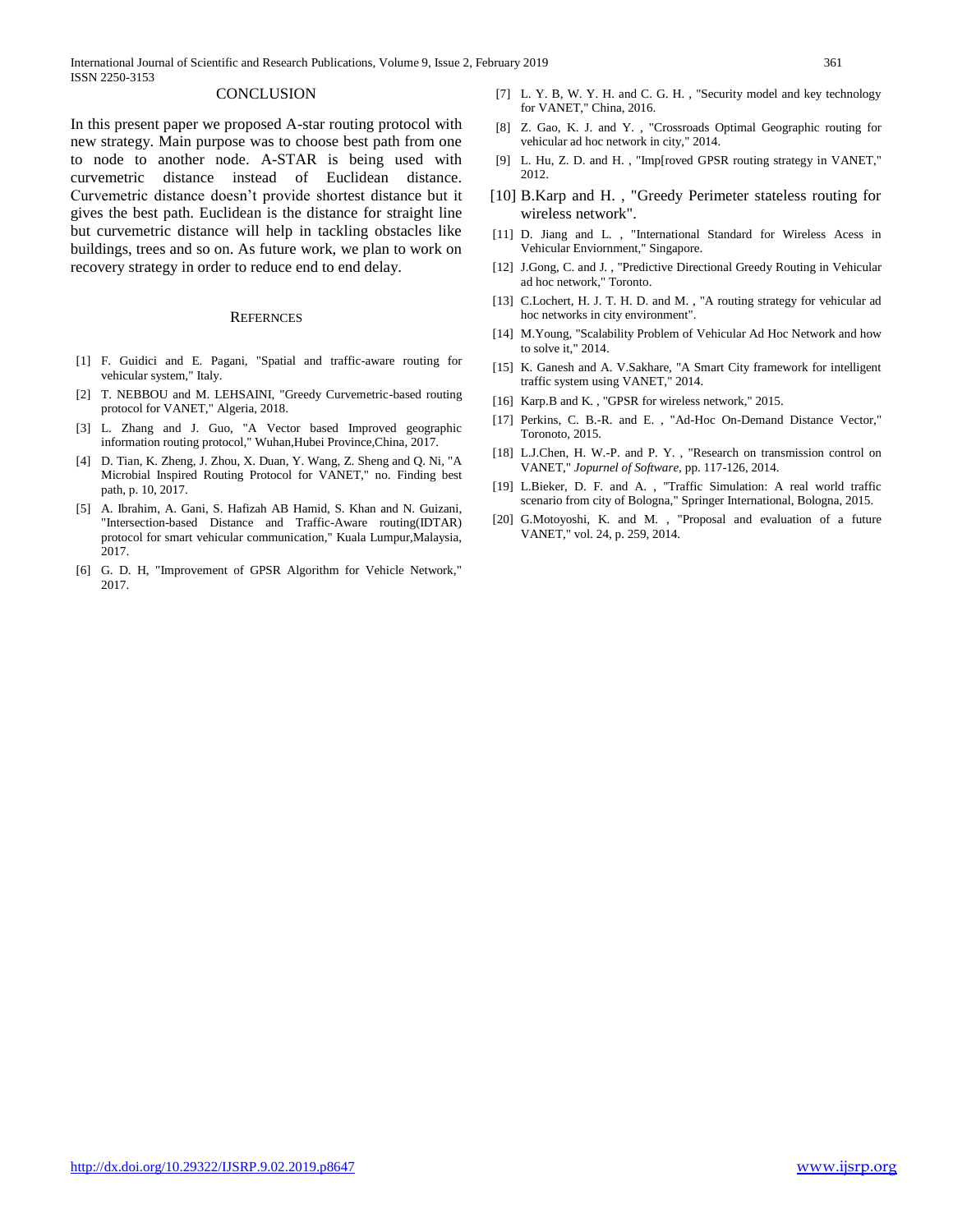## CONCLUSION

In this present paper we proposed A-star routing protocol with new strategy. Main purpose was to choose best path from one to node to another node. A-STAR is being used with curvemetric distance instead of Euclidean distance. Curvemetric distance doesn't provide shortest distance but it gives the best path. Euclidean is the distance for straight line but curvemetric distance will help in tackling obstacles like buildings, trees and so on. As future work, we plan to work on recovery strategy in order to reduce end to end delay.

## REFERNCES

[1] F. Guidici and E. Pagani, "Spatial and traffic-aware routing for vehicular system," Italy.

[2] T. NEBBOU and M. LEHSAINI, "Greedy Curvemetric-based routing protocol for VANET," Algeria, 2018.

[3] L. Zhang and J. Guo, "A Vector based Improved geographic information routing protocol," Wuhan,Hubei Province,China, 2017.

[4] D. Tian, K. Zheng, J. Zhou, X. Duan, Y. Wang, Z. Sheng and Q. Ni, "A Microbial Inspired Routing Protocol for VANET," no. Finding best path, p. 10, 2017.

[5] A. Ibrahim, A. Gani, S. Hafizah AB Hamid, S. Khan and N. Guizani, "Intersection-based Distance and Traffic-Aware routing(IDTAR) protocol for smart vehicular communication," Kuala Lumpur,Malaysia, 2017.

[6] G. D. H, "Improvement of GPSR Algorithm for Vehicle Network," 2017.

[7] L. Y. B, W. Y. H. and C. G. H. , "Security model and key technology for VANET," China, 2016.

[8] Z. Gao, K. J. and Y. , "Crossroads Optimal Geographic routing for vehicular ad hoc network in city," 2014.

[9] L. Hu, Z. D. and H. , "Imp[roved GPSR routing strategy in VANET," 2012.

[10] B.Karp and H. , "Greedy Perimeter stateless routing for wireless network".

[11] D. Jiang and L. , "International Standard for Wireless Acess in Vehicular Enviornment," Singapore.

[12] J.Gong, C. and J. , "Predictive Directional Greedy Routing in Vehicular ad hoc network," Toronto.

[13] C.Lochert, H. J. T. H. D. and M. , "A routing strategy for vehicular ad hoc networks in city environment".

[14] M.Young, "Scalability Problem of Vehicular Ad Hoc Network and how to solve it," 2014.

[15] K. Ganesh and A. V.Sakhare, "A Smart City framework for intelligent traffic system using VANET," 2014.

[16] Karp.B and K. , "GPSR for wireless network," 2015.

[17] Perkins, C. B.-R. and E. , "Ad-Hoc On-Demand Distance Vector," Toronoto, 2015.

[18] L.J.Chen, H. W.-P. and P. Y. , "Research on transmission control on VANET," *Jopurnel of Software,* pp. 117-126, 2014.

[19] L.Bieker, D. F. and A. , "Traffic Simulation: A real world traffic scenario from city of Bologna," Springer International, Bologna, 2015.

[20] G.Motoyoshi, K. and M. , "Proposal and evaluation of a future VANET," vol. 24, p. 259, 2014.